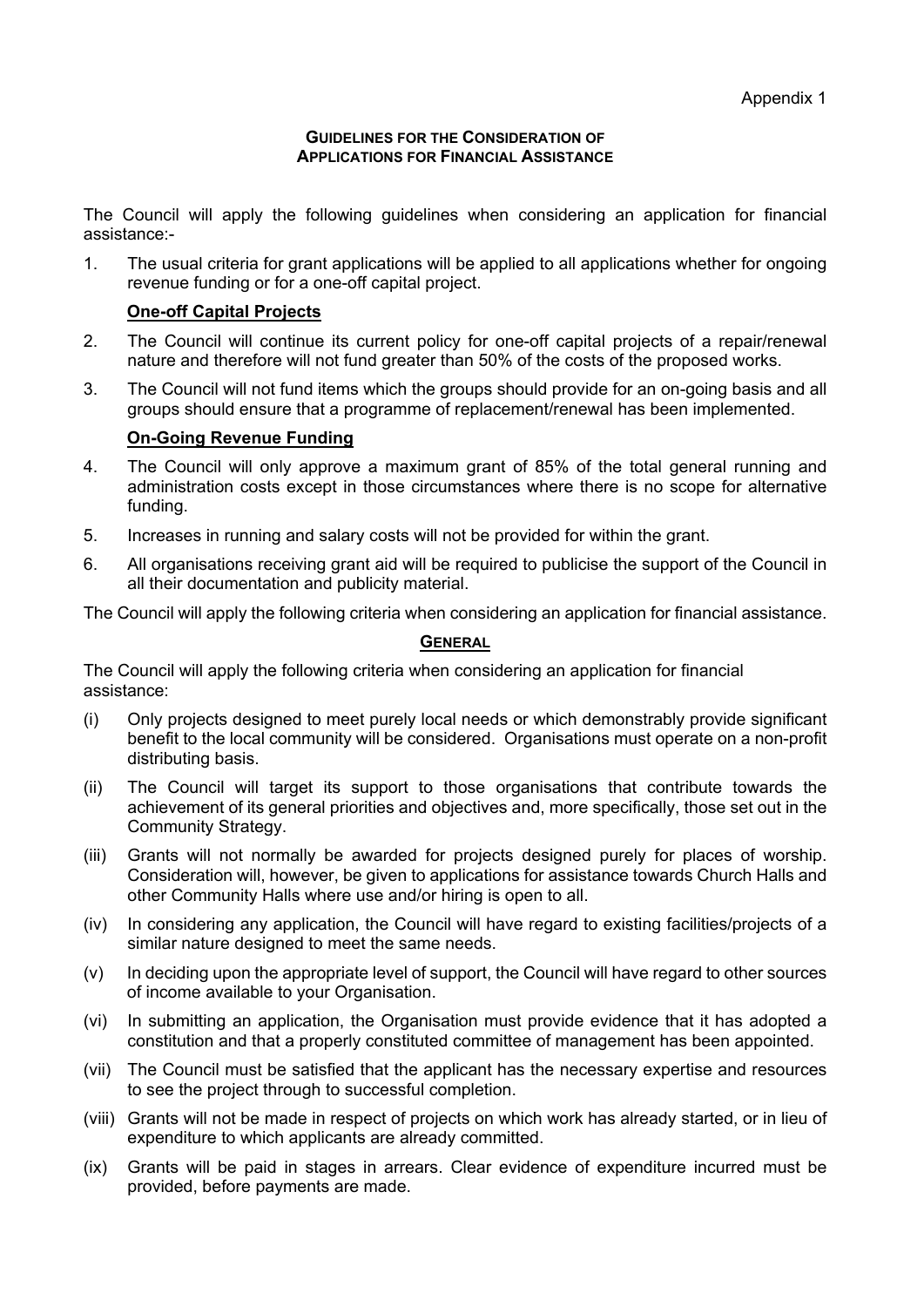Appendix 1

## GUIDELINES FOR THE CONSIDERATION OF APPLICATIONS FOR FINANCIAL ASSISTANCE

The Council will apply the following guidelines when considering an application for financial assistance:-

1. The usual criteria for grant applications will be applied to all applications whether for ongoing revenue funding or for a one-off capital project.

### One-off Capital Projects

2. The Council will continue its current policy for one-off capital projects of a repair/renewal nature and therefore will not fund greater than 50% of the costs of the proposed works.
3. The Council will not fund items which the groups should provide for an on-going basis and all groups should ensure that a programme of replacement/renewal has been implemented.

### On-Going Revenue Funding

4. The Council will only approve a maximum grant of 85% of the total general running and administration costs except in those circumstances where there is no scope for alternative funding.
5. Increases in running and salary costs will not be provided for within the grant.
6. All organisations receiving grant aid will be required to publicise the support of the Council in all their documentation and publicity material.

The Council will apply the following criteria when considering an application for financial assistance.

### GENERAL

The Council will apply the following criteria when considering an application for financial assistance:

(i) Only projects designed to meet purely local needs or which demonstrably provide significant benefit to the local community will be considered. Organisations must operate on a non-profit distributing basis.

(ii) The Council will target its support to those organisations that contribute towards the achievement of its general priorities and objectives and, more specifically, those set out in the Community Strategy.

(iii) Grants will not normally be awarded for projects designed purely for places of worship. Consideration will, however, be given to applications for assistance towards Church Halls and other Community Halls where use and/or hiring is open to all.

(iv) In considering any application, the Council will have regard to existing facilities/projects of a similar nature designed to meet the same needs.

(v) In deciding upon the appropriate level of support, the Council will have regard to other sources of income available to your Organisation.

(vi) In submitting an application, the Organisation must provide evidence that it has adopted a constitution and that a properly constituted committee of management has been appointed.

(vii) The Council must be satisfied that the applicant has the necessary expertise and resources to see the project through to successful completion.

(viii) Grants will not be made in respect of projects on which work has already started, or in lieu of expenditure to which applicants are already committed.

(ix) Grants will be paid in stages in arrears. Clear evidence of expenditure incurred must be provided, before payments are made.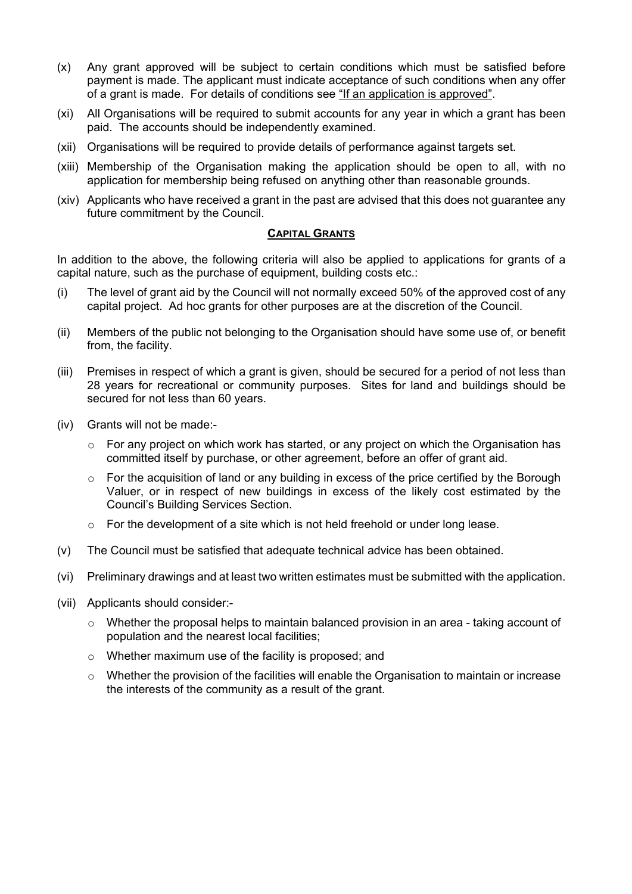(x) Any grant approved will be subject to certain conditions which must be satisfied before payment is made. The applicant must indicate acceptance of such conditions when any offer of a grant is made. For details of conditions see "If an application is approved".

(xi) All Organisations will be required to submit accounts for any year in which a grant has been paid. The accounts should be independently examined.

(xii) Organisations will be required to provide details of performance against targets set.

(xiii) Membership of the Organisation making the application should be open to all, with no application for membership being refused on anything other than reasonable grounds.

(xiv) Applicants who have received a grant in the past are advised that this does not guarantee any future commitment by the Council.

## CAPITAL GRANTS

In addition to the above, the following criteria will also be applied to applications for grants of a capital nature, such as the purchase of equipment, building costs etc.:

(i) The level of grant aid by the Council will not normally exceed 50% of the approved cost of any capital project. Ad hoc grants for other purposes are at the discretion of the Council.

(ii) Members of the public not belonging to the Organisation should have some use of, or benefit from, the facility.

(iii) Premises in respect of which a grant is given, should be secured for a period of not less than 28 years for recreational or community purposes. Sites for land and buildings should be secured for not less than 60 years.

(iv) Grants will not be made:-

- For any project on which work has started, or any project on which the Organisation has committed itself by purchase, or other agreement, before an offer of grant aid.
- For the acquisition of land or any building in excess of the price certified by the Borough Valuer, or in respect of new buildings in excess of the likely cost estimated by the Council's Building Services Section.
- For the development of a site which is not held freehold or under long lease.

(v) The Council must be satisfied that adequate technical advice has been obtained.

(vi) Preliminary drawings and at least two written estimates must be submitted with the application.

(vii) Applicants should consider:-

- Whether the proposal helps to maintain balanced provision in an area - taking account of population and the nearest local facilities;
- Whether maximum use of the facility is proposed; and
- Whether the provision of the facilities will enable the Organisation to maintain or increase the interests of the community as a result of the grant.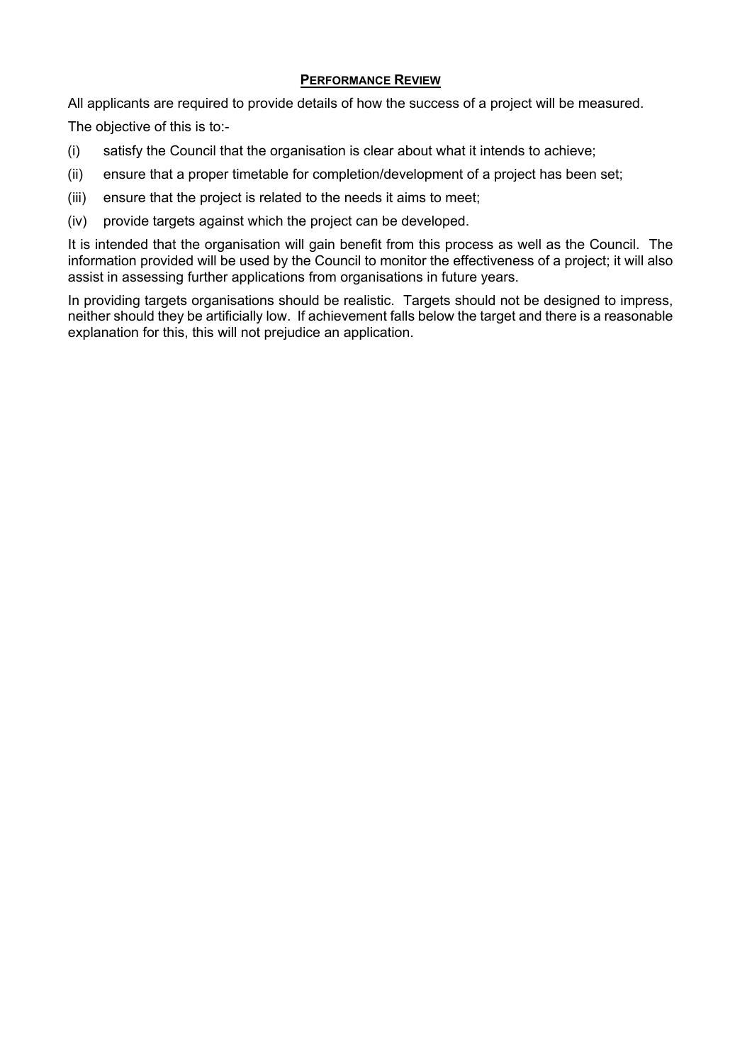## PERFORMANCE REVIEW

All applicants are required to provide details of how the success of a project will be measured.

The objective of this is to:-

(i) satisfy the Council that the organisation is clear about what it intends to achieve;

(ii) ensure that a proper timetable for completion/development of a project has been set;

(iii) ensure that the project is related to the needs it aims to meet;

(iv) provide targets against which the project can be developed.

It is intended that the organisation will gain benefit from this process as well as the Council. The information provided will be used by the Council to monitor the effectiveness of a project; it will also assist in assessing further applications from organisations in future years.

In providing targets organisations should be realistic. Targets should not be designed to impress, neither should they be artificially low. If achievement falls below the target and there is a reasonable explanation for this, this will not prejudice an application.